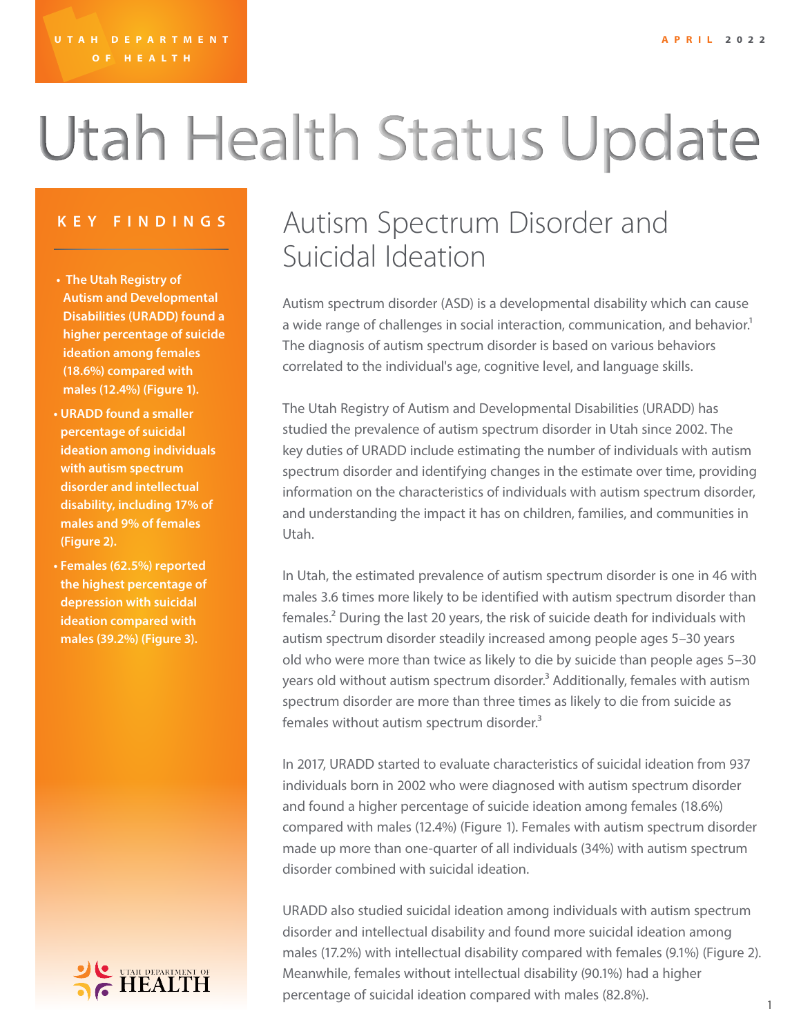UTAH DEPARTMENT OF HEALTH

APRIL 2022

# Utah Health Status Update

## KEY FINDINGS

- **The Utah Registry of Autism and Developmental Disabilities (URADD) found a higher percentage of suicide ideation among females (18.6%) compared with males (12.4%) (Figure 1).**
- **URADD found a smaller percentage of suicidal ideation among individuals with autism spectrum disorder and intellectual disability, including 17% of males and 9% of females (Figure 2).**
- **Females (62.5%) reported the highest percentage of depression with suicidal ideation compared with males (39.2%) (Figure 3).**

## Autism Spectrum Disorder and Suicidal Ideation

Autism spectrum disorder (ASD) is a developmental disability which can cause a wide range of challenges in social interaction, communication, and behavior.[1] The diagnosis of autism spectrum disorder is based on various behaviors correlated to the individual's age, cognitive level, and language skills.

The Utah Registry of Autism and Developmental Disabilities (URADD) has studied the prevalence of autism spectrum disorder in Utah since 2002. The key duties of URADD include estimating the number of individuals with autism spectrum disorder and identifying changes in the estimate over time, providing information on the characteristics of individuals with autism spectrum disorder, and understanding the impact it has on children, families, and communities in Utah.

In Utah, the estimated prevalence of autism spectrum disorder is one in 46 with males 3.6 times more likely to be identified with autism spectrum disorder than females.[2] During the last 20 years, the risk of suicide death for individuals with autism spectrum disorder steadily increased among people ages 5–30 years old who were more than twice as likely to die by suicide than people ages 5–30 years old without autism spectrum disorder.[3] Additionally, females with autism spectrum disorder are more than three times as likely to die from suicide as females without autism spectrum disorder.[3]

In 2017, URADD started to evaluate characteristics of suicidal ideation from 937 individuals born in 2002 who were diagnosed with autism spectrum disorder and found a higher percentage of suicide ideation among females (18.6%) compared with males (12.4%) (Figure 1). Females with autism spectrum disorder made up more than one-quarter of all individuals (34%) with autism spectrum disorder combined with suicidal ideation.

URADD also studied suicidal ideation among individuals with autism spectrum disorder and intellectual disability and found more suicidal ideation among males (17.2%) with intellectual disability compared with females (9.1%) (Figure 2). Meanwhile, females without intellectual disability (90.1%) had a higher percentage of suicidal ideation compared with males (82.8%).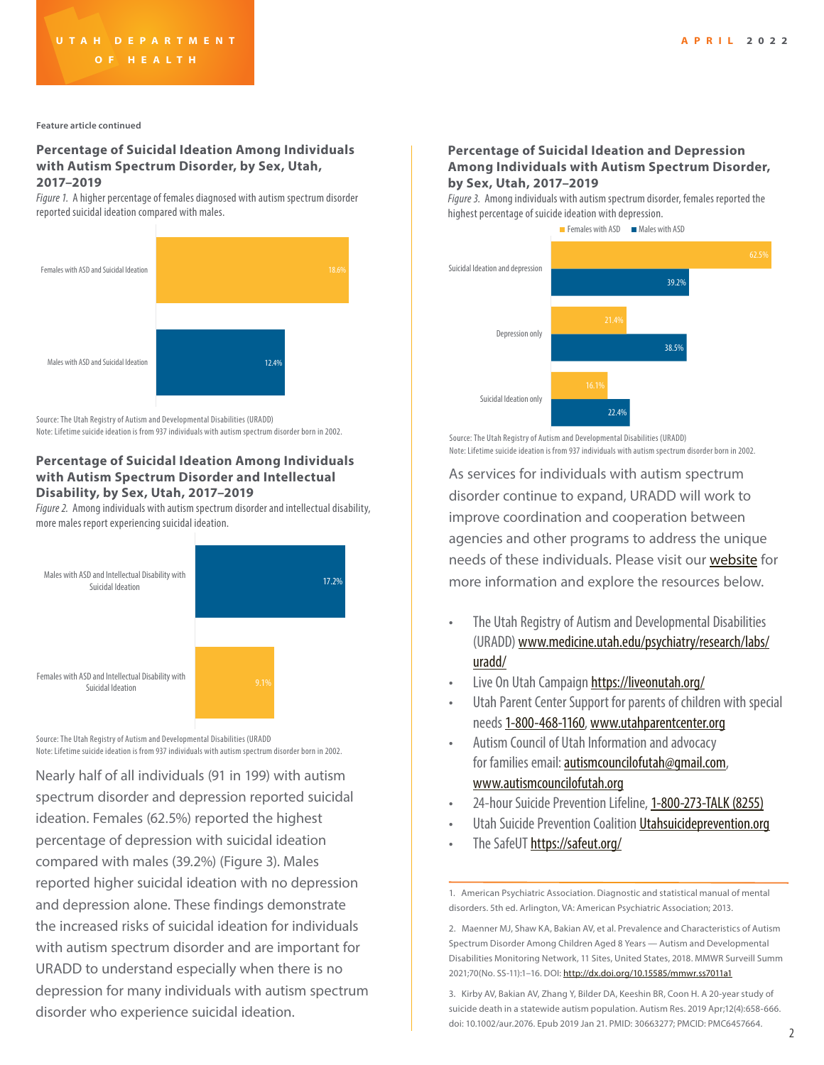Feature article continued

### Percentage of Suicidal Ideation Among Individuals with Autism Spectrum Disorder, by Sex, Utah, 2017–2019

*Figure 1.* A higher percentage of females diagnosed with autism spectrum disorder reported suicidal ideation compared with males.

| Group | Percentage |
|---|---|
| Females with ASD and Suicidal Ideation | 18.6% |
| Males with ASD and Suicidal Ideation | 12.4% |

Source: The Utah Registry of Autism and Developmental Disabilities (URADD)
Note: Lifetime suicide ideation is from 937 individuals with autism spectrum disorder born in 2002.

### Percentage of Suicidal Ideation Among Individuals with Autism Spectrum Disorder and Intellectual Disability, by Sex, Utah, 2017–2019

*Figure 2.* Among individuals with autism spectrum disorder and intellectual disability, more males report experiencing suicidal ideation.

| Group | Percentage |
|---|---|
| Males with ASD and Intellectual Disability with Suicidal Ideation | 17.2% |
| Females with ASD and Intellectual Disability with Suicidal Ideation | 9.1% |

Source: The Utah Registry of Autism and Developmental Disabilities (URADD
Note: Lifetime suicide ideation is from 937 individuals with autism spectrum disorder born in 2002.

Nearly half of all individuals (91 in 199) with autism spectrum disorder and depression reported suicidal ideation. Females (62.5%) reported the highest percentage of depression with suicidal ideation compared with males (39.2%) (Figure 3). Males reported higher suicidal ideation with no depression and depression alone. These findings demonstrate the increased risks of suicidal ideation for individuals with autism spectrum disorder and are important for URADD to understand especially when there is no depression for many individuals with autism spectrum disorder who experience suicidal ideation.

### Percentage of Suicidal Ideation and Depression Among Individuals with Autism Spectrum Disorder, by Sex, Utah, 2017–2019

*Figure 3.* Among individuals with autism spectrum disorder, females reported the highest percentage of suicide ideation with depression.

| | Females with ASD | Males with ASD |
|---|---|---|
| Suicidal Ideation and depression | 62.5% | 39.2% |
| Depression only | 21.4% | 38.5% |
| Suicidal Ideation only | 16.1% | 22.4% |

Source: The Utah Registry of Autism and Developmental Disabilities (URADD)
Note: Lifetime suicide ideation is from 937 individuals with autism spectrum disorder born in 2002.

As services for individuals with autism spectrum disorder continue to expand, URADD will work to improve coordination and cooperation between agencies and other programs to address the unique needs of these individuals. Please visit our website for more information and explore the resources below.

- The Utah Registry of Autism and Developmental Disabilities (URADD) www.medicine.utah.edu/psychiatry/research/labs/uradd/
- Live On Utah Campaign https://liveonutah.org/
- Utah Parent Center Support for parents of children with special needs 1-800-468-1160, www.utahparentcenter.org
- Autism Council of Utah Information and advocacy for families email: autismcouncilofutah@gmail.com, www.autismcouncilofutah.org
- 24-hour Suicide Prevention Lifeline, 1-800-273-TALK (8255)
- Utah Suicide Prevention Coalition Utahsuicideprevention.org
- The SafeUT https://safeut.org/

---

1. American Psychiatric Association. Diagnostic and statistical manual of mental disorders. 5th ed. Arlington, VA: American Psychiatric Association; 2013.

2. Maenner MJ, Shaw KA, Bakian AV, et al. Prevalence and Characteristics of Autism Spectrum Disorder Among Children Aged 8 Years — Autism and Developmental Disabilities Monitoring Network, 11 Sites, United States, 2018. MMWR Surveill Summ 2021;70(No. SS-11):1–16. DOI: http://dx.doi.org/10.15585/mmwr.ss7011a1

3. Kirby AV, Bakian AV, Zhang Y, Bilder DA, Keeshin BR, Coon H. A 20-year study of suicide death in a statewide autism population. Autism Res. 2019 Apr;12(4):658-666. doi: 10.1002/aur.2076. Epub 2019 Jan 21. PMID: 30663277; PMCID: PMC6457664.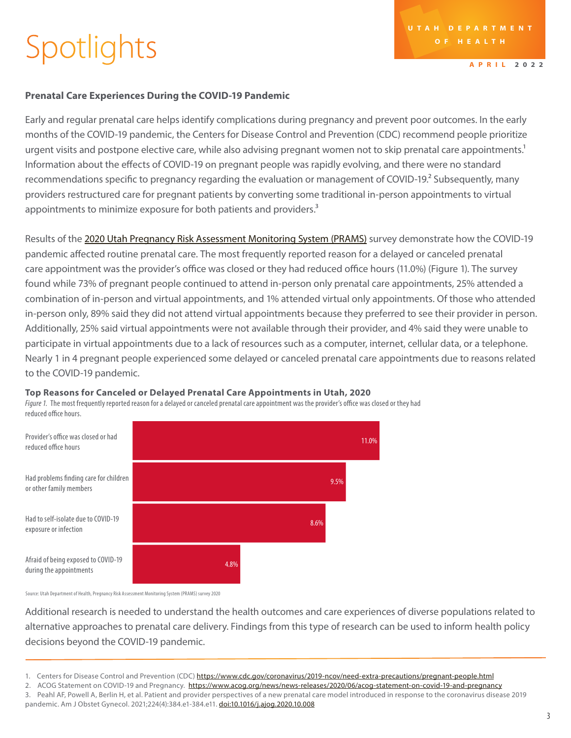# Spotlights

UTAH DEPARTMENT OF HEALTH

APRIL 2022

**Prenatal Care Experiences During the COVID-19 Pandemic**

Early and regular prenatal care helps identify complications during pregnancy and prevent poor outcomes. In the early months of the COVID-19 pandemic, the Centers for Disease Control and Prevention (CDC) recommend people prioritize urgent visits and postpone elective care, while also advising pregnant women not to skip prenatal care appointments.[1] Information about the effects of COVID-19 on pregnant people was rapidly evolving, and there were no standard recommendations specific to pregnancy regarding the evaluation or management of COVID-19.[2] Subsequently, many providers restructured care for pregnant patients by converting some traditional in-person appointments to virtual appointments to minimize exposure for both patients and providers.[3]

Results of the 2020 Utah Pregnancy Risk Assessment Monitoring System (PRAMS) survey demonstrate how the COVID-19 pandemic affected routine prenatal care. The most frequently reported reason for a delayed or canceled prenatal care appointment was the provider's office was closed or they had reduced office hours (11.0%) (Figure 1). The survey found while 73% of pregnant people continued to attend in-person only prenatal care appointments, 25% attended a combination of in-person and virtual appointments, and 1% attended virtual only appointments. Of those who attended in-person only, 89% said they did not attend virtual appointments because they preferred to see their provider in person. Additionally, 25% said virtual appointments were not available through their provider, and 4% said they were unable to participate in virtual appointments due to a lack of resources such as a computer, internet, cellular data, or a telephone. Nearly 1 in 4 pregnant people experienced some delayed or canceled prenatal care appointments due to reasons related to the COVID-19 pandemic.

**Top Reasons for Canceled or Delayed Prenatal Care Appointments in Utah, 2020**

*Figure 1.* The most frequently reported reason for a delayed or canceled prenatal care appointment was the provider's office was closed or they had reduced office hours.

| Reason | Percent |
|---|---|
| Provider's office was closed or had reduced office hours | 11.0% |
| Had problems finding care for children or other family members | 9.5% |
| Had to self-isolate due to COVID-19 exposure or infection | 8.6% |
| Afraid of being exposed to COVID-19 during the appointments | 4.8% |

Source: Utah Department of Health, Pregnancy Risk Assessment Monitoring System (PRAMS) survey 2020

Additional research is needed to understand the health outcomes and care experiences of diverse populations related to alternative approaches to prenatal care delivery. Findings from this type of research can be used to inform health policy decisions beyond the COVID-19 pandemic.

---

1. Centers for Disease Control and Prevention (CDC) https://www.cdc.gov/coronavirus/2019-ncov/need-extra-precautions/pregnant-people.html
2. ACOG Statement on COVID-19 and Pregnancy. https://www.acog.org/news/news-releases/2020/06/acog-statement-on-covid-19-and-pregnancy
3. Peahl AF, Powell A, Berlin H, et al. Patient and provider perspectives of a new prenatal care model introduced in response to the coronavirus disease 2019 pandemic. Am J Obstet Gynecol. 2021;224(4):384.e1-384.e11. doi:10.1016/j.ajog.2020.10.008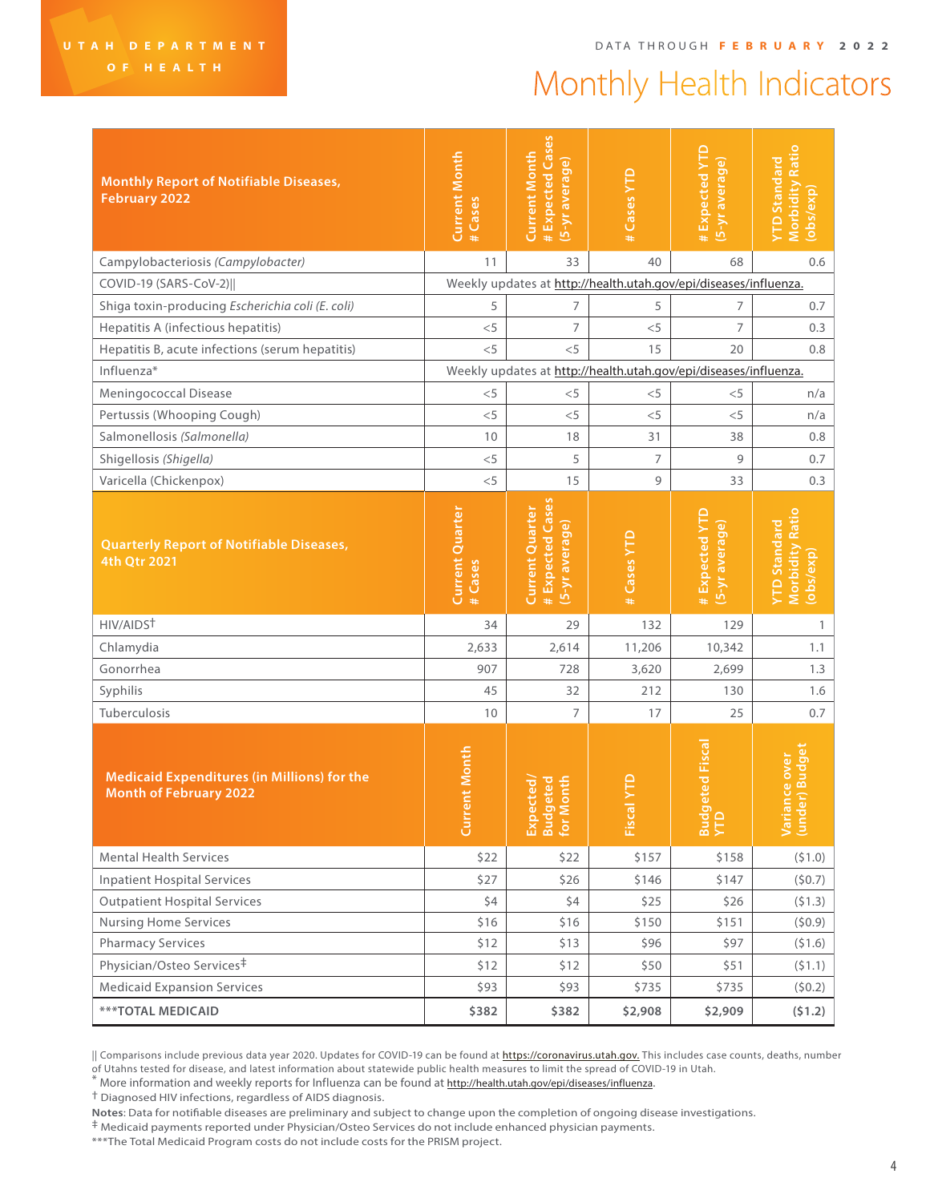UTAH DEPARTMENT OF HEALTH

DATA THROUGH **FEBRUARY 2022**

# Monthly Health Indicators

| Monthly Report of Notifiable Diseases, February 2022 | Current Month # Cases | Current Month # Expected Cases (5-yr average) | # Cases YTD | # Expected YTD (5-yr average) | YTD Standard Morbidity Ratio (obs/exp) |
|---|---|---|---|---|---|
| Campylobacteriosis *(Campylobacter)* | 11 | 33 | 40 | 68 | 0.6 |
| COVID-19 (SARS-CoV-2)\|\| | Weekly updates at http://health.utah.gov/epi/diseases/influenza. | | | | |
| Shiga toxin-producing *Escherichia coli (E. coli)* | 5 | 7 | 5 | 7 | 0.7 |
| Hepatitis A (infectious hepatitis) | <5 | 7 | <5 | 7 | 0.3 |
| Hepatitis B, acute infections (serum hepatitis) | <5 | <5 | 15 | 20 | 0.8 |
| Influenza* | Weekly updates at http://health.utah.gov/epi/diseases/influenza. | | | | |
| Meningococcal Disease | <5 | <5 | <5 | <5 | n/a |
| Pertussis (Whooping Cough) | <5 | <5 | <5 | <5 | n/a |
| Salmonellosis *(Salmonella)* | 10 | 18 | 31 | 38 | 0.8 |
| Shigellosis *(Shigella)* | <5 | 5 | 7 | 9 | 0.7 |
| Varicella (Chickenpox) | <5 | 15 | 9 | 33 | 0.3 |
| **Quarterly Report of Notifiable Diseases, 4th Qtr 2021** | **Current Quarter # Cases** | **Current Quarter # Expected Cases (5-yr average)** | **# Cases YTD** | **# Expected YTD (5-yr average)** | **YTD Standard Morbidity Ratio (obs/exp)** |
| HIV/AIDS† | 34 | 29 | 132 | 129 | 1 |
| Chlamydia | 2,633 | 2,614 | 11,206 | 10,342 | 1.1 |
| Gonorrhea | 907 | 728 | 3,620 | 2,699 | 1.3 |
| Syphilis | 45 | 32 | 212 | 130 | 1.6 |
| Tuberculosis | 10 | 7 | 17 | 25 | 0.7 |
| **Medicaid Expenditures (in Millions) for the Month of February 2022** | **Current Month** | **Expected/ Budgeted for Month** | **Fiscal YTD** | **Budgeted Fiscal YTD** | **Variance over (under) Budget** |
| Mental Health Services | $22 | $22 | $157 | $158 | ($1.0) |
| Inpatient Hospital Services | $27 | $26 | $146 | $147 | ($0.7) |
| Outpatient Hospital Services | $4 | $4 | $25 | $26 | ($1.3) |
| Nursing Home Services | $16 | $16 | $150 | $151 | ($0.9) |
| Pharmacy Services | $12 | $13 | $96 | $97 | ($1.6) |
| Physician/Osteo Services‡ | $12 | $12 | $50 | $51 | ($1.1) |
| Medicaid Expansion Services | $93 | $93 | $735 | $735 | ($0.2) |
| **\*\*\*TOTAL MEDICAID** | **$382** | **$382** | **$2,908** | **$2,909** | **($1.2)** |

|| Comparisons include previous data year 2020. Updates for COVID-19 can be found at https://coronavirus.utah.gov. This includes case counts, deaths, number of Utahns tested for disease, and latest information about statewide public health measures to limit the spread of COVID-19 in Utah.

\* More information and weekly reports for Influenza can be found at http://health.utah.gov/epi/diseases/influenza.

† Diagnosed HIV infections, regardless of AIDS diagnosis.

**Notes**: Data for notifiable diseases are preliminary and subject to change upon the completion of ongoing disease investigations.

‡ Medicaid payments reported under Physician/Osteo Services do not include enhanced physician payments.

\*\*\*The Total Medicaid Program costs do not include costs for the PRISM project.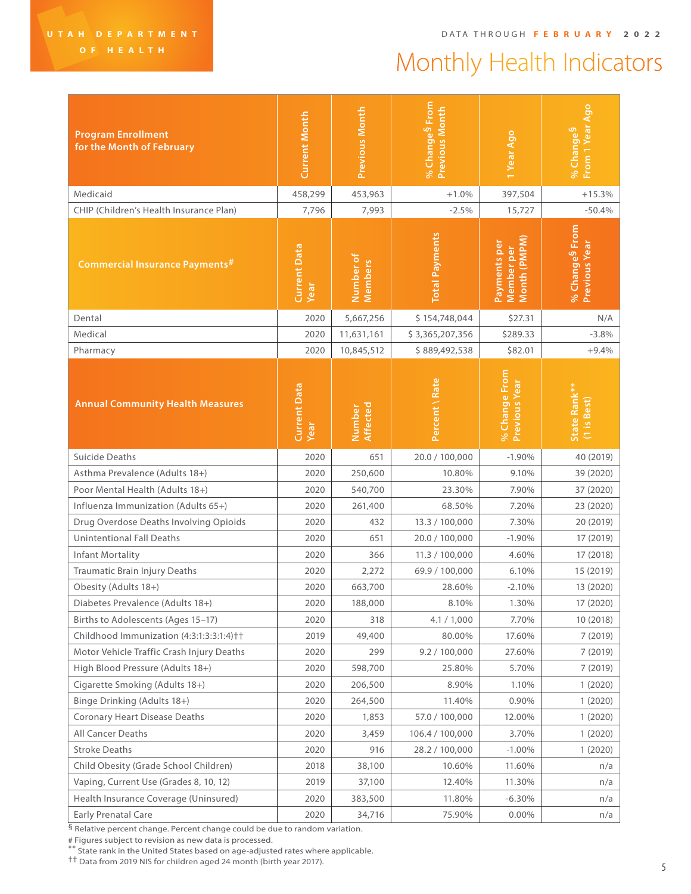UTAH DEPARTMENT OF HEALTH

DATA THROUGH **FEBRUARY** 2022

# Monthly Health Indicators

| Program Enrollment for the Month of February | Current Month | Previous Month | % Change§ From Previous Month | 1 Year Ago | % Change§ From 1 Year Ago |
|---|---|---|---|---|---|
| Medicaid | 458,299 | 453,963 | +1.0% | 397,504 | +15.3% |
| CHIP (Children's Health Insurance Plan) | 7,796 | 7,993 | -2.5% | 15,727 | -50.4% |

| Commercial Insurance Payments# | Current Data Year | Number of Members | Total Payments | Payments per Member per Month (PMPM) | % Change§ From Previous Year |
|---|---|---|---|---|---|
| Dental | 2020 | 5,667,256 | $ 154,748,044 | $27.31 | N/A |
| Medical | 2020 | 11,631,161 | $ 3,365,207,356 | $289.33 | -3.8% |
| Pharmacy | 2020 | 10,845,512 | $ 889,492,538 | $82.01 | +9.4% |

| Annual Community Health Measures | Current Data Year | Number Affected | Percent \ Rate | % Change From Previous Year | State Rank** (1 is Best) |
|---|---|---|---|---|---|
| Suicide Deaths | 2020 | 651 | 20.0 / 100,000 | -1.90% | 40 (2019) |
| Asthma Prevalence (Adults 18+) | 2020 | 250,600 | 10.80% | 9.10% | 39 (2020) |
| Poor Mental Health (Adults 18+) | 2020 | 540,700 | 23.30% | 7.90% | 37 (2020) |
| Influenza Immunization (Adults 65+) | 2020 | 261,400 | 68.50% | 7.20% | 23 (2020) |
| Drug Overdose Deaths Involving Opioids | 2020 | 432 | 13.3 / 100,000 | 7.30% | 20 (2019) |
| Unintentional Fall Deaths | 2020 | 651 | 20.0 / 100,000 | -1.90% | 17 (2019) |
| Infant Mortality | 2020 | 366 | 11.3 / 100,000 | 4.60% | 17 (2018) |
| Traumatic Brain Injury Deaths | 2020 | 2,272 | 69.9 / 100,000 | 6.10% | 15 (2019) |
| Obesity (Adults 18+) | 2020 | 663,700 | 28.60% | -2.10% | 13 (2020) |
| Diabetes Prevalence (Adults 18+) | 2020 | 188,000 | 8.10% | 1.30% | 17 (2020) |
| Births to Adolescents (Ages 15–17) | 2020 | 318 | 4.1 / 1,000 | 7.70% | 10 (2018) |
| Childhood Immunization (4:3:1:3:3:1:4)†† | 2019 | 49,400 | 80.00% | 17.60% | 7 (2019) |
| Motor Vehicle Traffic Crash Injury Deaths | 2020 | 299 | 9.2 / 100,000 | 27.60% | 7 (2019) |
| High Blood Pressure (Adults 18+) | 2020 | 598,700 | 25.80% | 5.70% | 7 (2019) |
| Cigarette Smoking (Adults 18+) | 2020 | 206,500 | 8.90% | 1.10% | 1 (2020) |
| Binge Drinking (Adults 18+) | 2020 | 264,500 | 11.40% | 0.90% | 1 (2020) |
| Coronary Heart Disease Deaths | 2020 | 1,853 | 57.0 / 100,000 | 12.00% | 1 (2020) |
| All Cancer Deaths | 2020 | 3,459 | 106.4 / 100,000 | 3.70% | 1 (2020) |
| Stroke Deaths | 2020 | 916 | 28.2 / 100,000 | -1.00% | 1 (2020) |
| Child Obesity (Grade School Children) | 2018 | 38,100 | 10.60% | 11.60% | n/a |
| Vaping, Current Use (Grades 8, 10, 12) | 2019 | 37,100 | 12.40% | 11.30% | n/a |
| Health Insurance Coverage (Uninsured) | 2020 | 383,500 | 11.80% | -6.30% | n/a |
| Early Prenatal Care | 2020 | 34,716 | 75.90% | 0.00% | n/a |

§ Relative percent change. Percent change could be due to random variation.
# Figures subject to revision as new data is processed.
** State rank in the United States based on age-adjusted rates where applicable.
†† Data from 2019 NIS for children aged 24 month (birth year 2017).